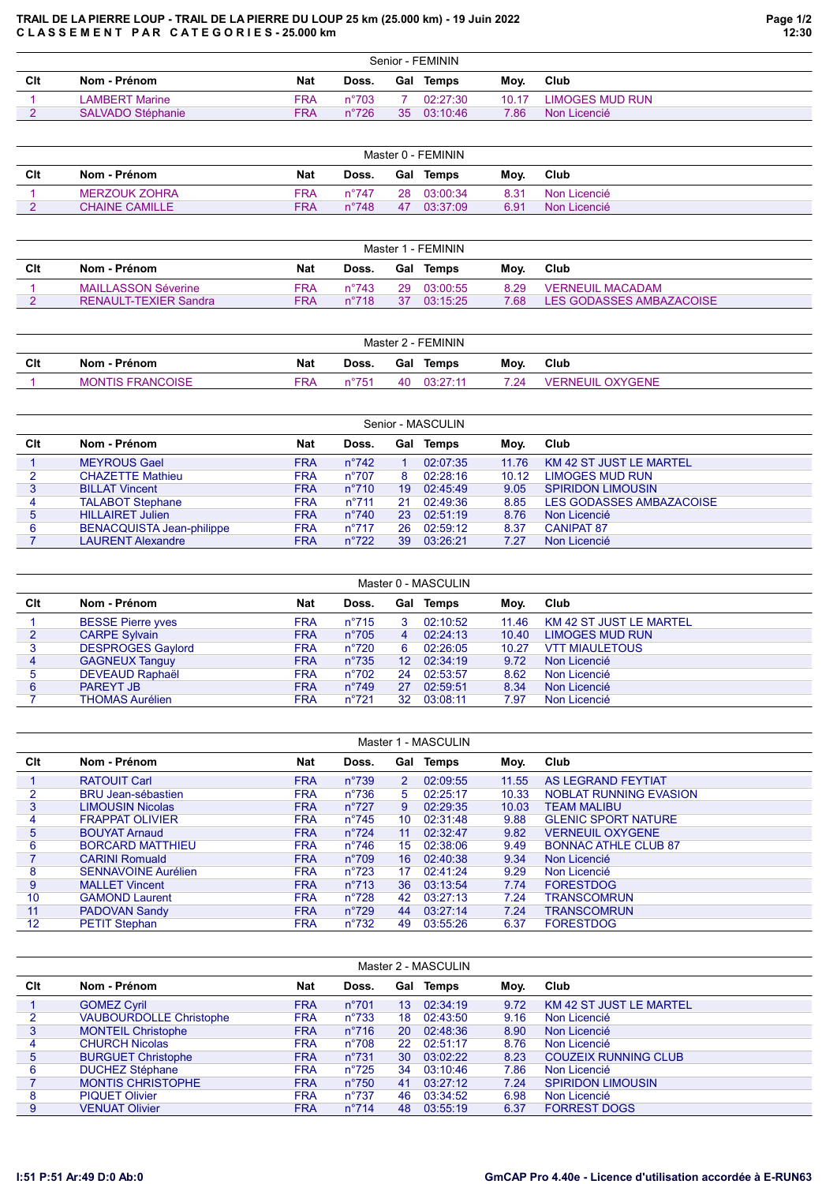**TRAIL DE LA PIERRE LOUP - TRAIL DE LA PIERRE DU LOUP 25 km (25.000 km) - 19 Juin 2022**
**C L A S S E M E N T   P A R   C A T E G O R I E S - 25.000 km**

### Senior - FEMININ

| Clt | Nom - Prénom | Nat | Doss. | Gal | Temps | Moy. | Club |
|---|---|---|---|---|---|---|---|
| 1 | LAMBERT Marine | FRA | n°703 | 7 | 02:27:30 | 10.17 | LIMOGES MUD RUN |
| 2 | SALVADO Stéphanie | FRA | n°726 | 35 | 03:10:46 | 7.86 | Non Licencié |

### Master 0 - FEMININ

| Clt | Nom - Prénom | Nat | Doss. | Gal | Temps | Moy. | Club |
|---|---|---|---|---|---|---|---|
| 1 | MERZOUK ZOHRA | FRA | n°747 | 28 | 03:00:34 | 8.31 | Non Licencié |
| 2 | CHAINE CAMILLE | FRA | n°748 | 47 | 03:37:09 | 6.91 | Non Licencié |

### Master 1 - FEMININ

| Clt | Nom - Prénom | Nat | Doss. | Gal | Temps | Moy. | Club |
|---|---|---|---|---|---|---|---|
| 1 | MAILLASSON Séverine | FRA | n°743 | 29 | 03:00:55 | 8.29 | VERNEUIL MACADAM |
| 2 | RENAULT-TEXIER Sandra | FRA | n°718 | 37 | 03:15:25 | 7.68 | LES GODASSES AMBAZACOISE |

### Master 2 - FEMININ

| Clt | Nom - Prénom | Nat | Doss. | Gal | Temps | Moy. | Club |
|---|---|---|---|---|---|---|---|
| 1 | MONTIS FRANCOISE | FRA | n°751 | 40 | 03:27:11 | 7.24 | VERNEUIL OXYGENE |

### Senior - MASCULIN

| Clt | Nom - Prénom | Nat | Doss. | Gal | Temps | Moy. | Club |
|---|---|---|---|---|---|---|---|
| 1 | MEYROUS Gael | FRA | n°742 | 1 | 02:07:35 | 11.76 | KM 42 ST JUST LE MARTEL |
| 2 | CHAZETTE Mathieu | FRA | n°707 | 8 | 02:28:16 | 10.12 | LIMOGES MUD RUN |
| 3 | BILLAT Vincent | FRA | n°710 | 19 | 02:45:49 | 9.05 | SPIRIDON LIMOUSIN |
| 4 | TALABOT Stephane | FRA | n°711 | 21 | 02:49:36 | 8.85 | LES GODASSES AMBAZACOISE |
| 5 | HILLAIRET Julien | FRA | n°740 | 23 | 02:51:19 | 8.76 | Non Licencié |
| 6 | BENACQUISTA Jean-philippe | FRA | n°717 | 26 | 02:59:12 | 8.37 | CANIPAT 87 |
| 7 | LAURENT Alexandre | FRA | n°722 | 39 | 03:26:21 | 7.27 | Non Licencié |

### Master 0 - MASCULIN

| Clt | Nom - Prénom | Nat | Doss. | Gal | Temps | Moy. | Club |
|---|---|---|---|---|---|---|---|
| 1 | BESSE Pierre yves | FRA | n°715 | 3 | 02:10:52 | 11.46 | KM 42 ST JUST LE MARTEL |
| 2 | CARPE Sylvain | FRA | n°705 | 4 | 02:24:13 | 10.40 | LIMOGES MUD RUN |
| 3 | DESPROGES Gaylord | FRA | n°720 | 6 | 02:26:05 | 10.27 | VTT MIAULETOUS |
| 4 | GAGNEUX Tanguy | FRA | n°735 | 12 | 02:34:19 | 9.72 | Non Licencié |
| 5 | DEVEAUD Raphaël | FRA | n°702 | 24 | 02:53:57 | 8.62 | Non Licencié |
| 6 | PAREYT JB | FRA | n°749 | 27 | 02:59:51 | 8.34 | Non Licencié |
| 7 | THOMAS Aurélien | FRA | n°721 | 32 | 03:08:11 | 7.97 | Non Licencié |

### Master 1 - MASCULIN

| Clt | Nom - Prénom | Nat | Doss. | Gal | Temps | Moy. | Club |
|---|---|---|---|---|---|---|---|
| 1 | RATOUIT Carl | FRA | n°739 | 2 | 02:09:55 | 11.55 | AS LEGRAND FEYTIAT |
| 2 | BRU Jean-sébastien | FRA | n°736 | 5 | 02:25:17 | 10.33 | NOBLAT RUNNING EVASION |
| 3 | LIMOUSIN Nicolas | FRA | n°727 | 9 | 02:29:35 | 10.03 | TEAM MALIBU |
| 4 | FRAPPAT OLIVIER | FRA | n°745 | 10 | 02:31:48 | 9.88 | GLENIC SPORT NATURE |
| 5 | BOUYAT Arnaud | FRA | n°724 | 11 | 02:32:47 | 9.82 | VERNEUIL OXYGENE |
| 6 | BORCARD MATTHIEU | FRA | n°746 | 15 | 02:38:06 | 9.49 | BONNAC ATHLE CLUB 87 |
| 7 | CARINI Romuald | FRA | n°709 | 16 | 02:40:38 | 9.34 | Non Licencié |
| 8 | SENNAVOINE Aurélien | FRA | n°723 | 17 | 02:41:24 | 9.29 | Non Licencié |
| 9 | MALLET Vincent | FRA | n°713 | 36 | 03:13:54 | 7.74 | FORESTDOG |
| 10 | GAMOND Laurent | FRA | n°728 | 42 | 03:27:13 | 7.24 | TRANSCOMRUN |
| 11 | PADOVAN Sandy | FRA | n°729 | 44 | 03:27:14 | 7.24 | TRANSCOMRUN |
| 12 | PETIT Stephan | FRA | n°732 | 49 | 03:55:26 | 6.37 | FORESTDOG |

### Master 2 - MASCULIN

| Clt | Nom - Prénom | Nat | Doss. | Gal | Temps | Moy. | Club |
|---|---|---|---|---|---|---|---|
| 1 | GOMEZ Cyril | FRA | n°701 | 13 | 02:34:19 | 9.72 | KM 42 ST JUST LE MARTEL |
| 2 | VAUBOURDOLLE Christophe | FRA | n°733 | 18 | 02:43:50 | 9.16 | Non Licencié |
| 3 | MONTEIL Christophe | FRA | n°716 | 20 | 02:48:36 | 8.90 | Non Licencié |
| 4 | CHURCH Nicolas | FRA | n°708 | 22 | 02:51:17 | 8.76 | Non Licencié |
| 5 | BURGUET Christophe | FRA | n°731 | 30 | 03:02:22 | 8.23 | COUZEIX RUNNING CLUB |
| 6 | DUCHEZ Stéphane | FRA | n°725 | 34 | 03:10:46 | 7.86 | Non Licencié |
| 7 | MONTIS CHRISTOPHE | FRA | n°750 | 41 | 03:27:12 | 7.24 | SPIRIDON LIMOUSIN |
| 8 | PIQUET Olivier | FRA | n°737 | 46 | 03:34:52 | 6.98 | Non Licencié |
| 9 | VENUAT Olivier | FRA | n°714 | 48 | 03:55:19 | 6.37 | FORREST DOGS |

I:51 P:51 Ar:49 D:0 Ab:0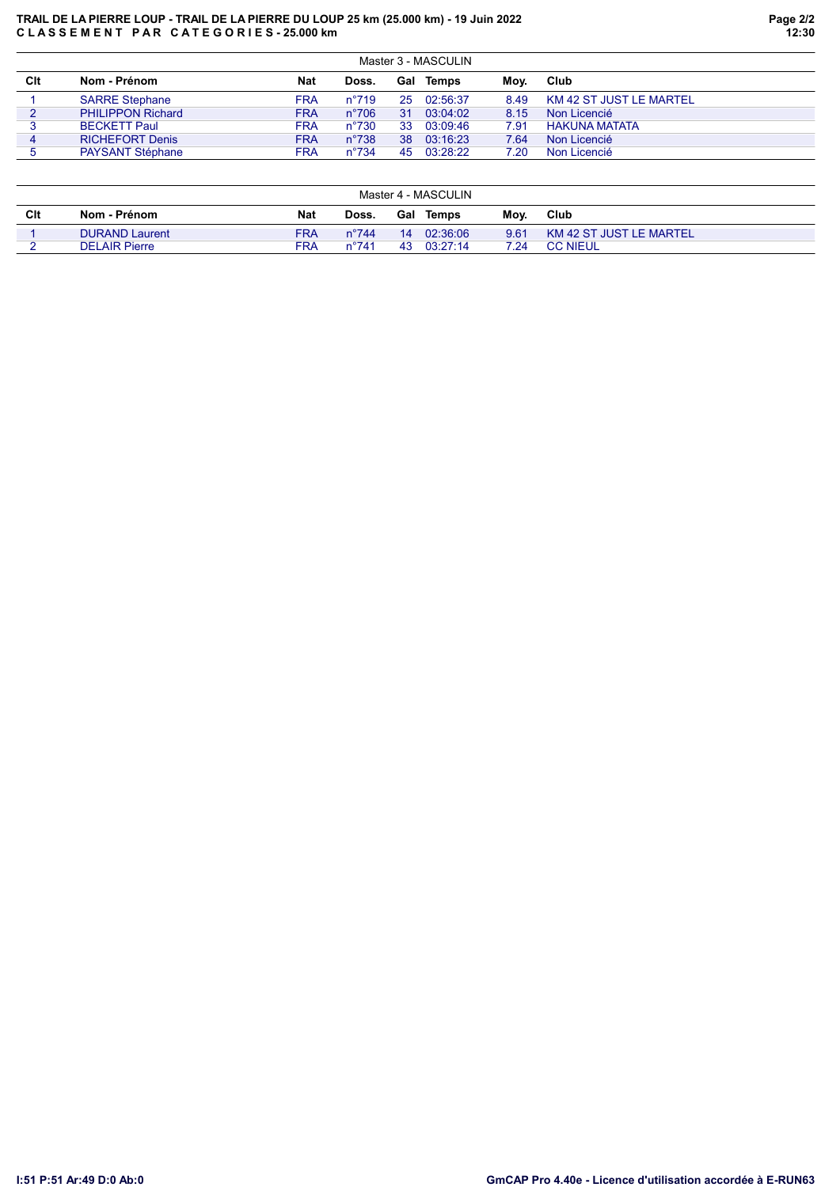## Master 3 - MASCULIN

| Clt | Nom - Prénom | Nat | Doss. | Gal | Temps | Moy. | Club |
|---|---|---|---|---|---|---|---|
| 1 | SARRE Stephane | FRA | n°719 | 25 | 02:56:37 | 8.49 | KM 42 ST JUST LE MARTEL |
| 2 | PHILIPPON Richard | FRA | n°706 | 31 | 03:04:02 | 8.15 | Non Licencié |
| 3 | BECKETT Paul | FRA | n°730 | 33 | 03:09:46 | 7.91 | HAKUNA MATATA |
| 4 | RICHEFORT Denis | FRA | n°738 | 38 | 03:16:23 | 7.64 | Non Licencié |
| 5 | PAYSANT Stéphane | FRA | n°734 | 45 | 03:28:22 | 7.20 | Non Licencié |

## Master 4 - MASCULIN

| Clt | Nom - Prénom | Nat | Doss. | Gal | Temps | Moy. | Club |
|---|---|---|---|---|---|---|---|
| 1 | DURAND Laurent | FRA | n°744 | 14 | 02:36:06 | 9.61 | KM 42 ST JUST LE MARTEL |
| 2 | DELAIR Pierre | FRA | n°741 | 43 | 03:27:14 | 7.24 | CC NIEUL |

I:51 P:51 Ar:49 D:0 Ab:0